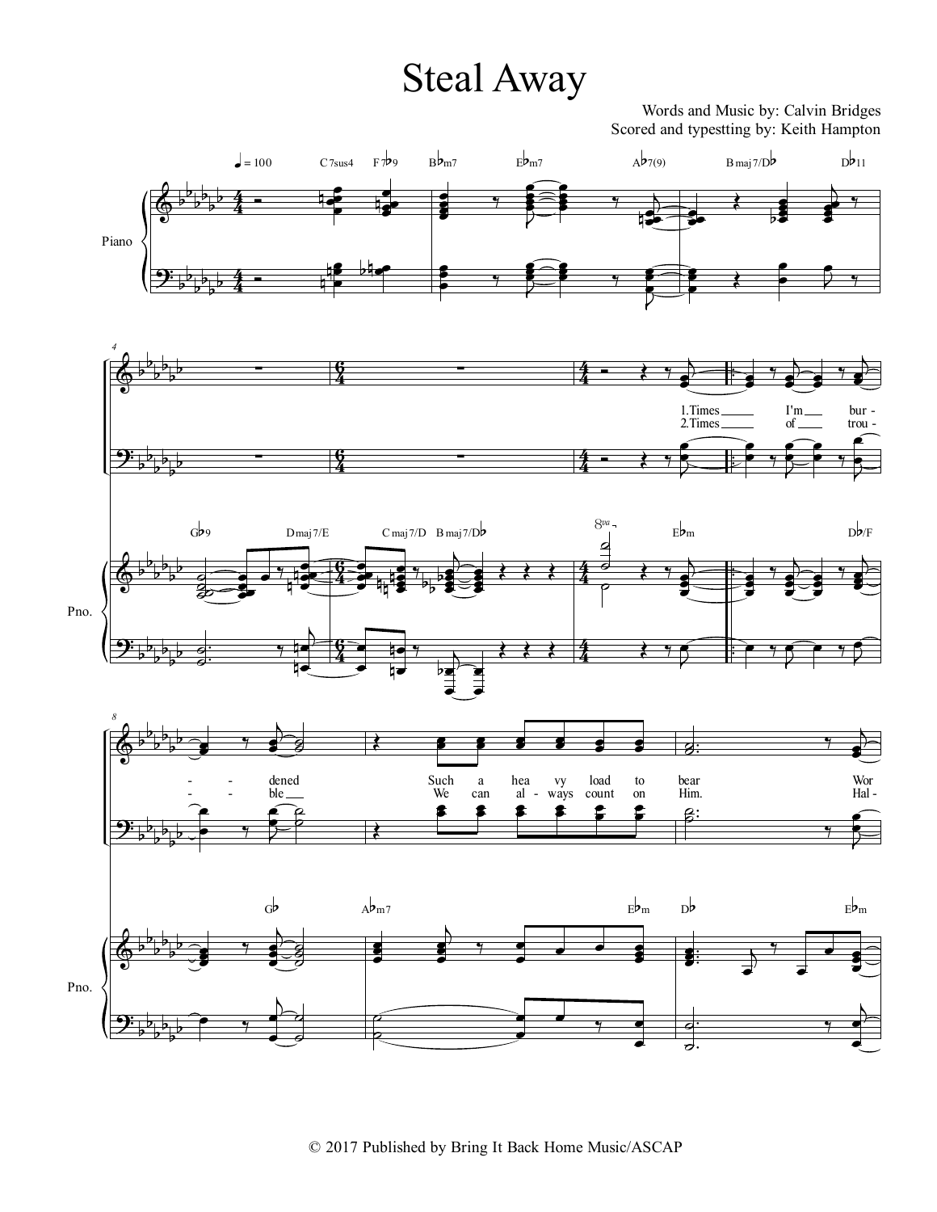# Steal Away

Words and Music by: Calvin Bridges

Scored and typestting by: Keith Hampton

© 2017 Published by Bring It Back Home Music/ASCAP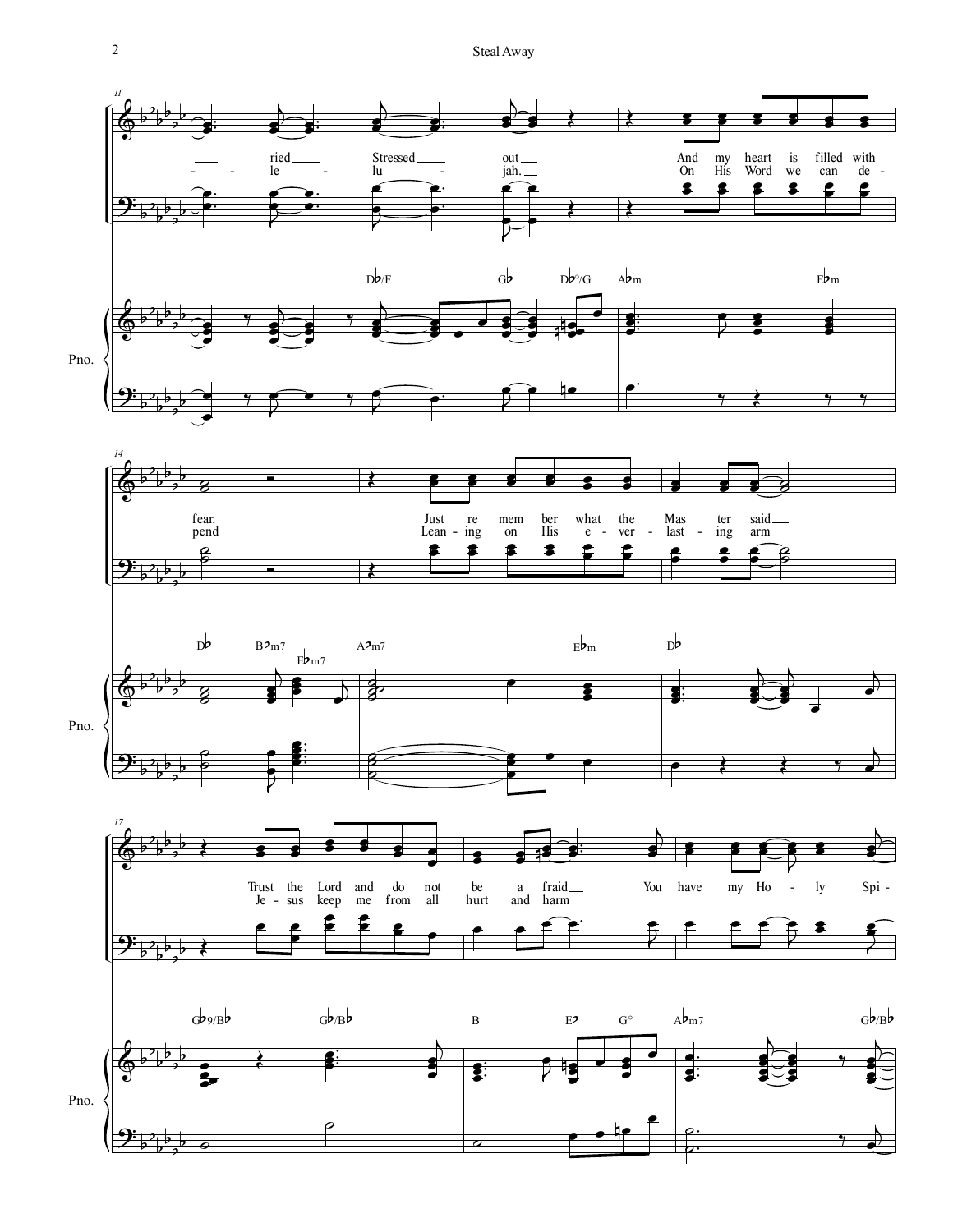ried Stressed out And my heart is filled with
le lu jah. On His Word we can de-

fear. Just re mem ber what the Mas ter said
pend Lean - ing on His e - ver - last - ing arm

Trust the Lord and do not be a fraid You have my Ho - ly Spi-
Je - sus keep me from all hurt and harm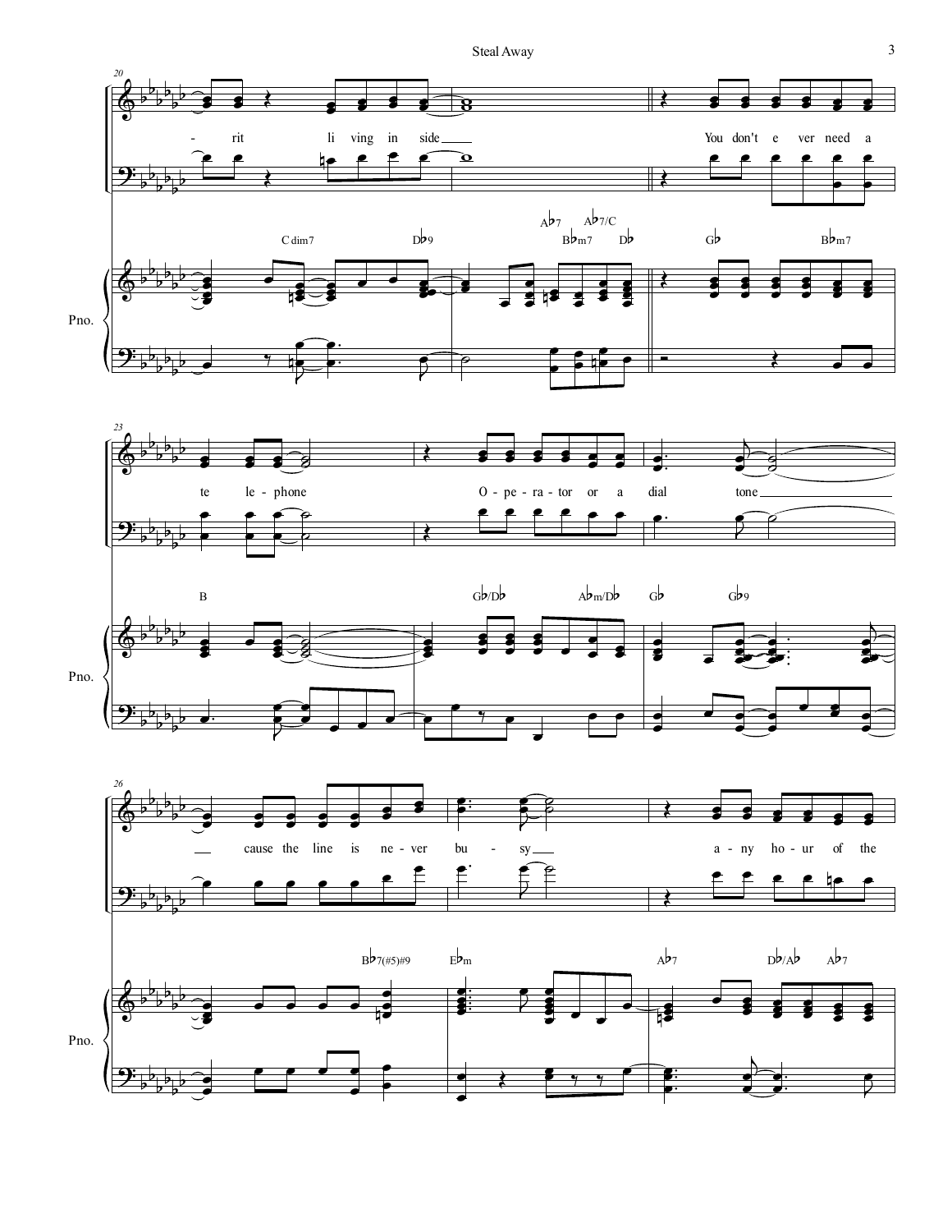- rit li ving in side

You don't e ver need a

te le - phone

O - pe - ra - tor or a dial

tone

cause the line is ne - ver bu - sy

a - ny ho - ur of the

C dim7 D♭9 A♭7 A♭7/C B♭m7 D♭ G♭ B♭m7

B G♭/D♭ A♭m/D♭ G♭ G♭9

B♭7(#5)#9 E♭m A♭7 D♭/A♭ A♭7

Pno.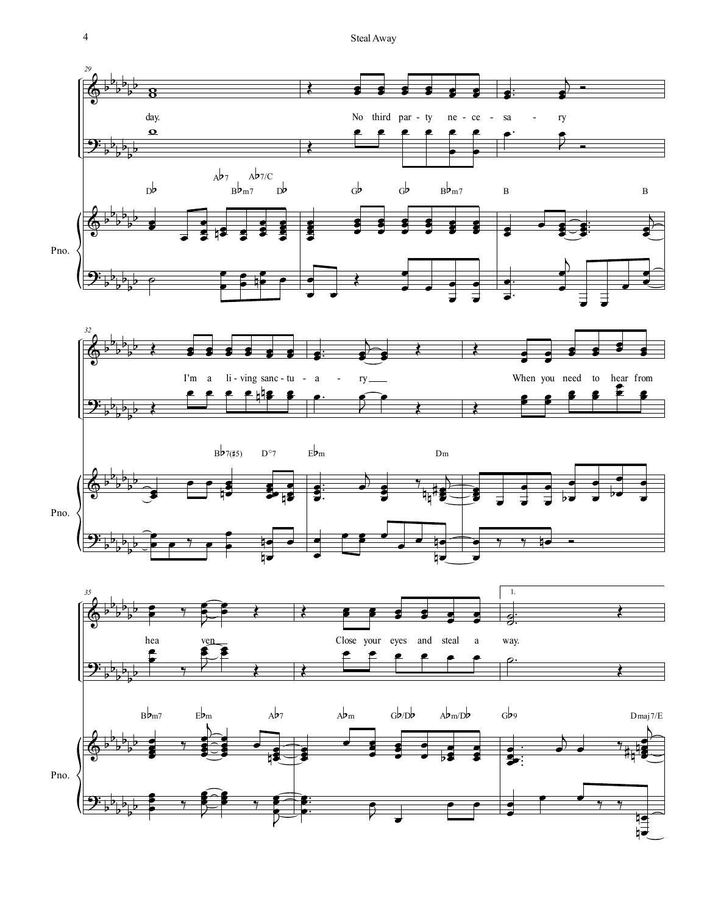day.

No third par - ty ne - ce - sa - ry

D♭ A♭7 B♭m7 A♭7/C D♭ G♭ G♭ B♭m7 B B

I'm a li - ving sanc - tu - a - ry

When you need to hear from

B♭7(♯5) D°7 E♭m Dm

hea ven

Close your eyes and steal a way.

B♭m7 E♭m A♭7 A♭m G♭/D♭ A♭m/D♭ G♭9 Dmaj7/E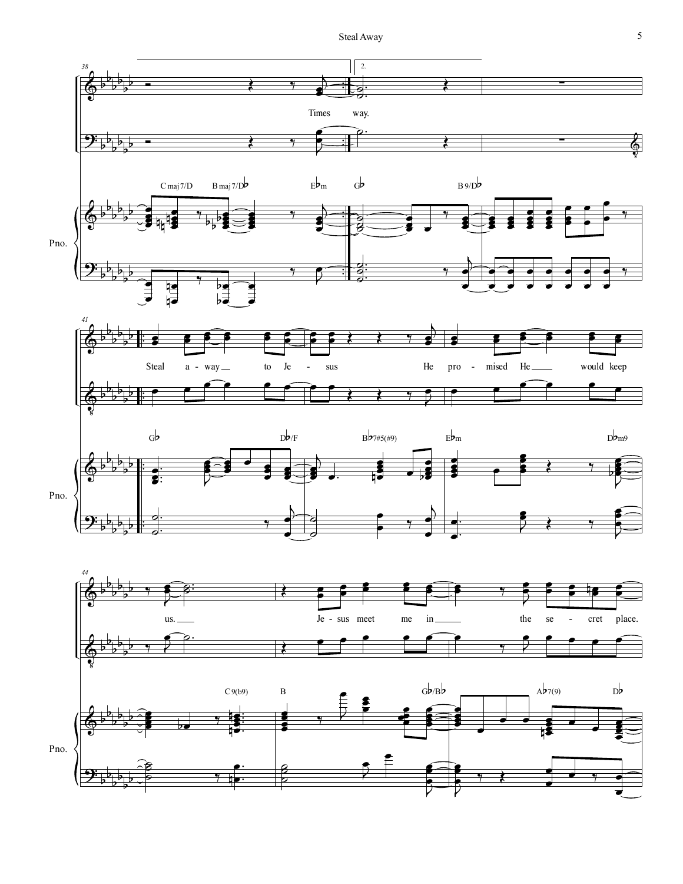Times way.

C maj 7/D B maj 7/D♭ E♭m G♭ B 9/D♭

Pno.

Steal a - way to Je - sus He pro - mised He would keep

G♭ D♭/F B♭7♯5(♯9) E♭m D♭m9

Pno.

us. Je - sus meet me in the se - cret place.

C 9(b9) B G♭/B♭ A♭7(9) D♭

Pno.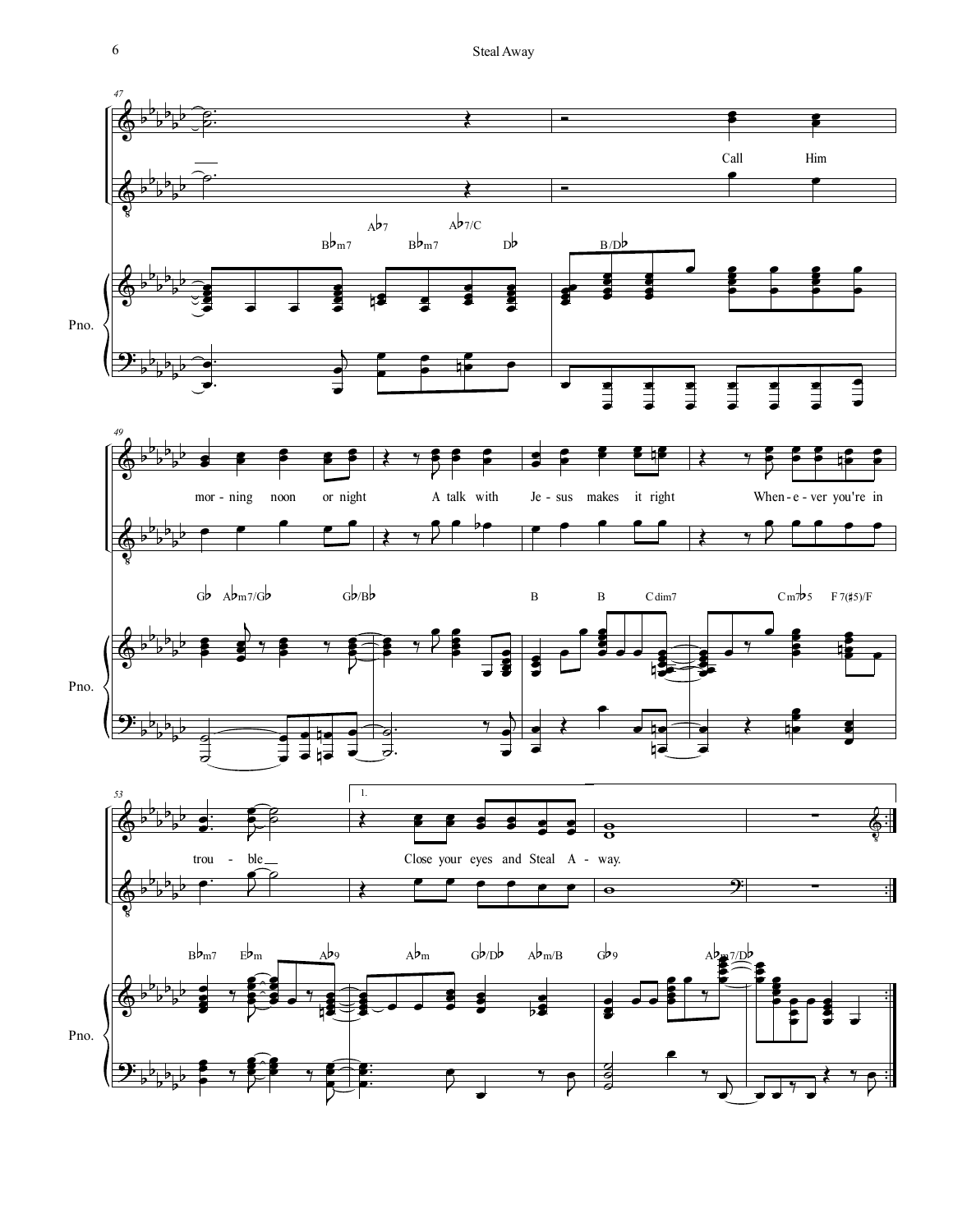Call Him

mor - ning noon or night A talk with Je - sus makes it right When - e - ver you're in

trou - ble__ Close your eyes and Steal A - way.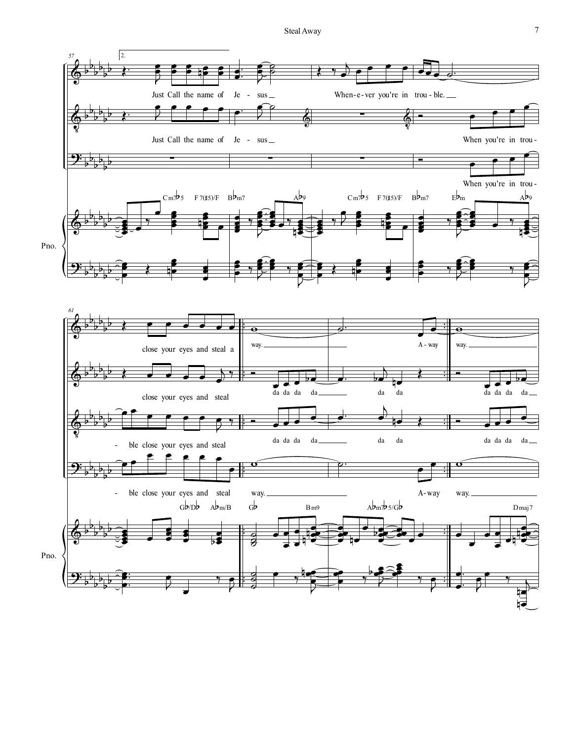Just Call the name of Je - sus When-e-ver you're in trou - ble.

Just Call the name of Je - sus When you're in trou -

When you're in trou -

Cm7♭5 F7(♯5)/F B♭m7 A♭9 Cm7♭5 F7(♯5)/F B♭m7 E♭m A♭9

Pno.

close your eyes and steal a way. A - way way.

close your eyes and steal da da da da da da da da da da

- ble close your eyes and steal da da da da da da da da da da

- ble close your eyes and steal way. A-way way.

G♭/D♭ A♭m/B G♭ Bm9 A♭m7♭5/G♭ Dmaj7

Pno.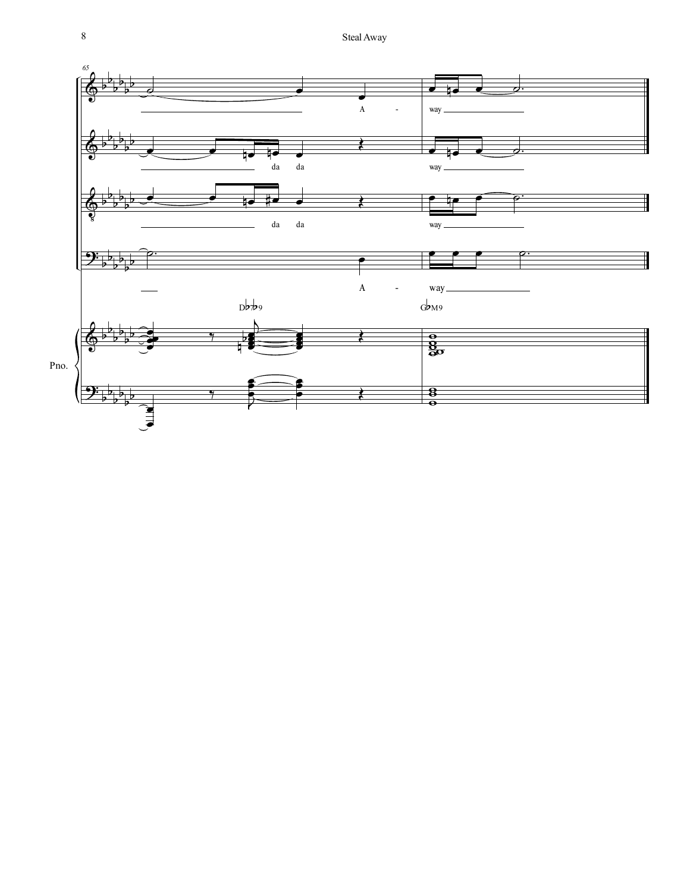65

A - way

da da way

da da way

A - way

D♭7♭9

G♭M9

Pno.